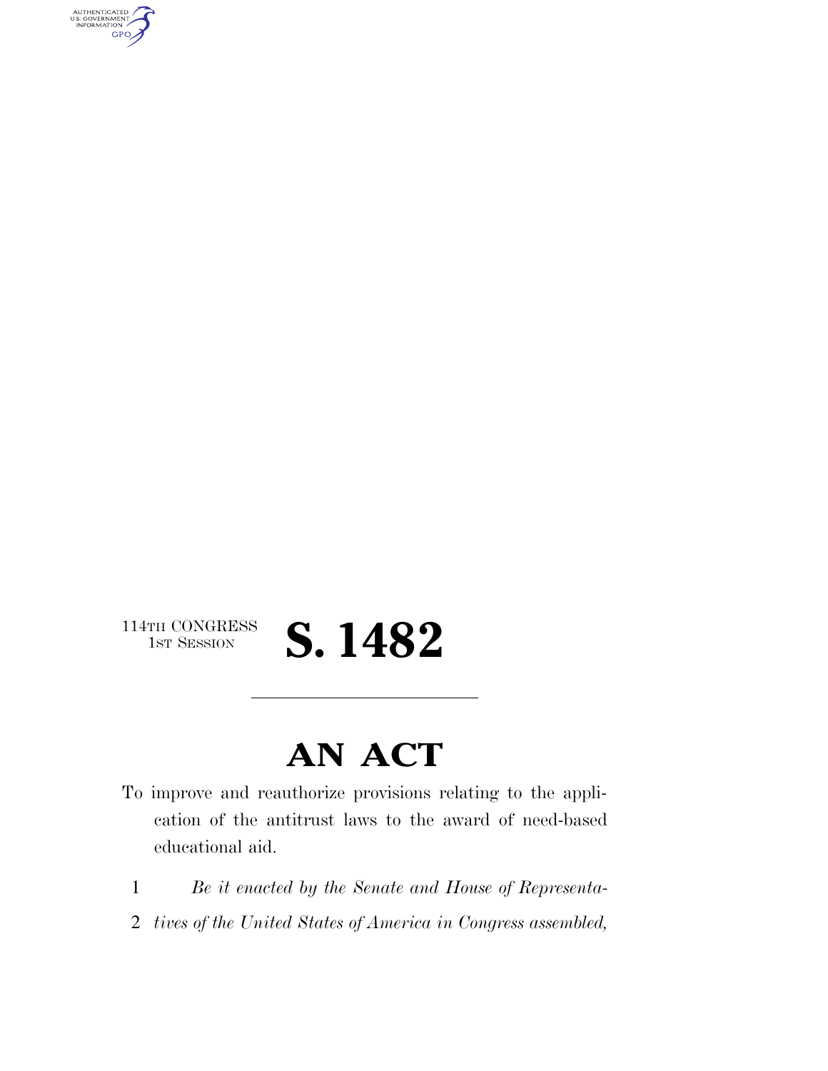114TH CONGRESS
1ST SESSION

# S. 1482

---

# AN ACT

To improve and reauthorize provisions relating to the application of the antitrust laws to the award of need-based educational aid.

1 *Be it enacted by the Senate and House of Representa-*
2 *tives of the United States of America in Congress assembled,*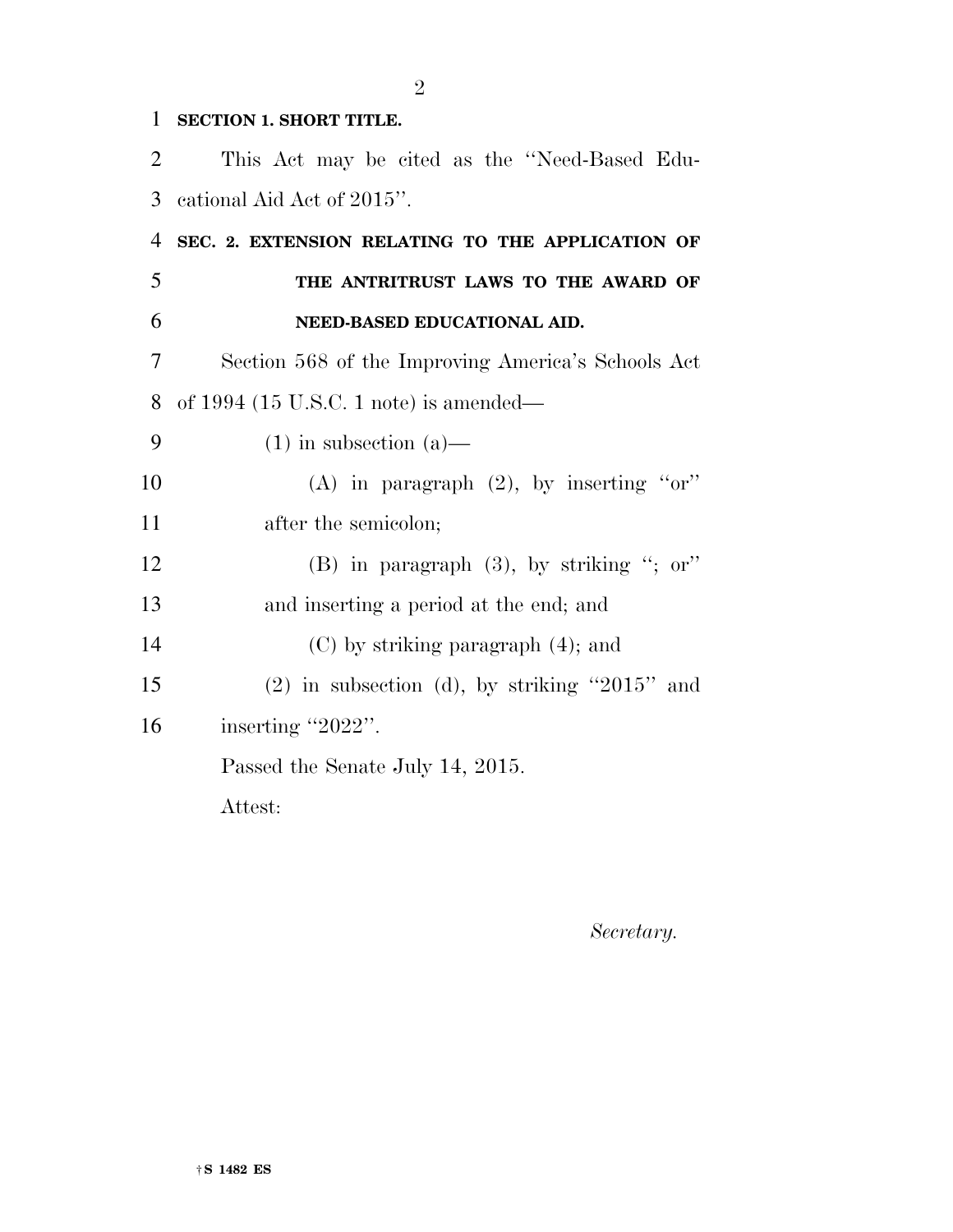**SECTION 1. SHORT TITLE.**

This Act may be cited as the ''Need-Based Educational Aid Act of 2015''.

**SEC. 2. EXTENSION RELATING TO THE APPLICATION OF THE ANTRITRUST LAWS TO THE AWARD OF NEED-BASED EDUCATIONAL AID.**

Section 568 of the Improving America's Schools Act of 1994 (15 U.S.C. 1 note) is amended—

(1) in subsection (a)—

(A) in paragraph (2), by inserting ''or'' after the semicolon;

(B) in paragraph (3), by striking ''; or'' and inserting a period at the end; and

(C) by striking paragraph (4); and

(2) in subsection (d), by striking ''2015'' and inserting ''2022''.

Passed the Senate July 14, 2015.

Attest:

*Secretary.*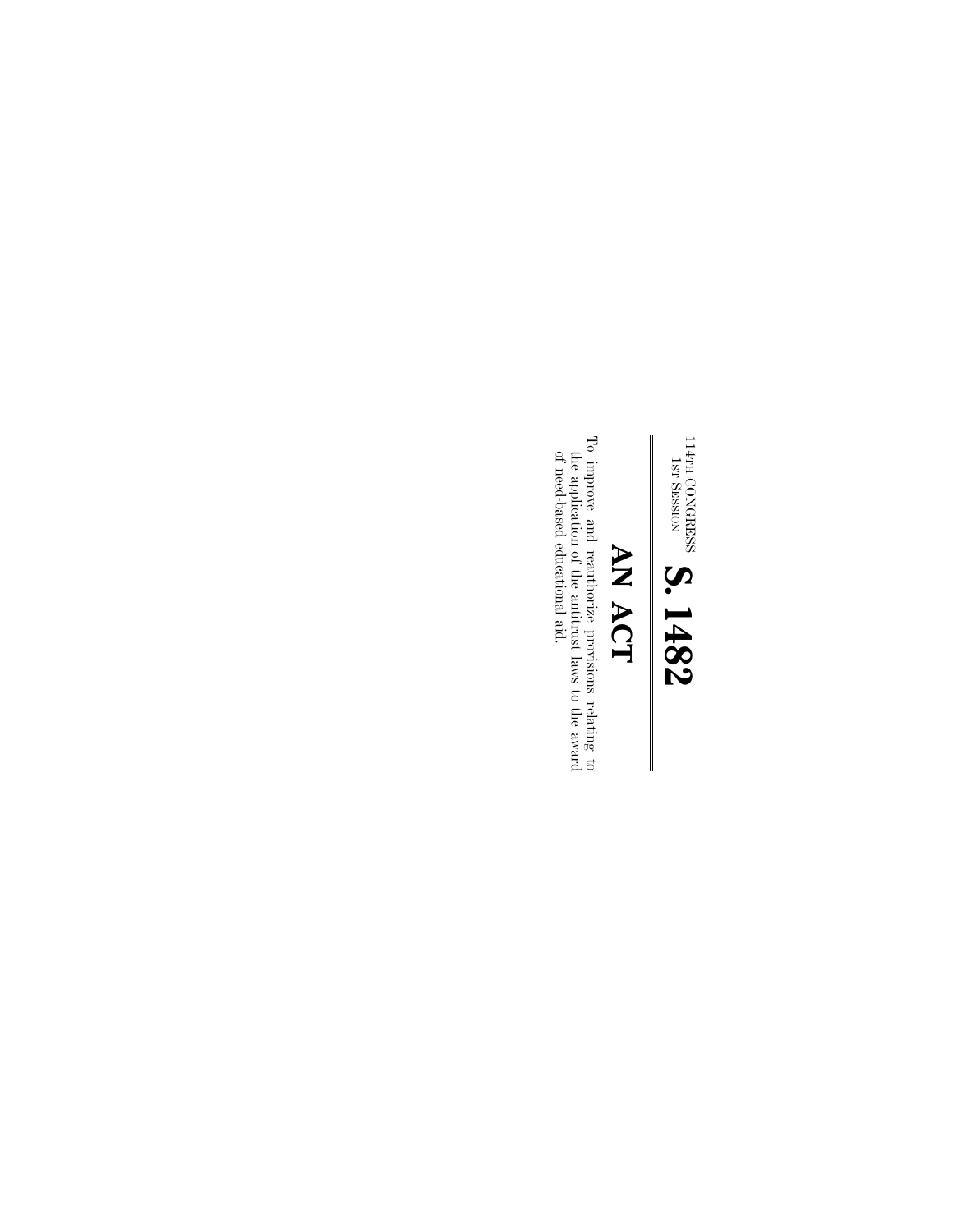114TH CONGRESS
1ST SESSION

# S. 1482

# AN ACT

To improve and reauthorize provisions relating to the application of the antitrust laws to the award of need-based educational aid.